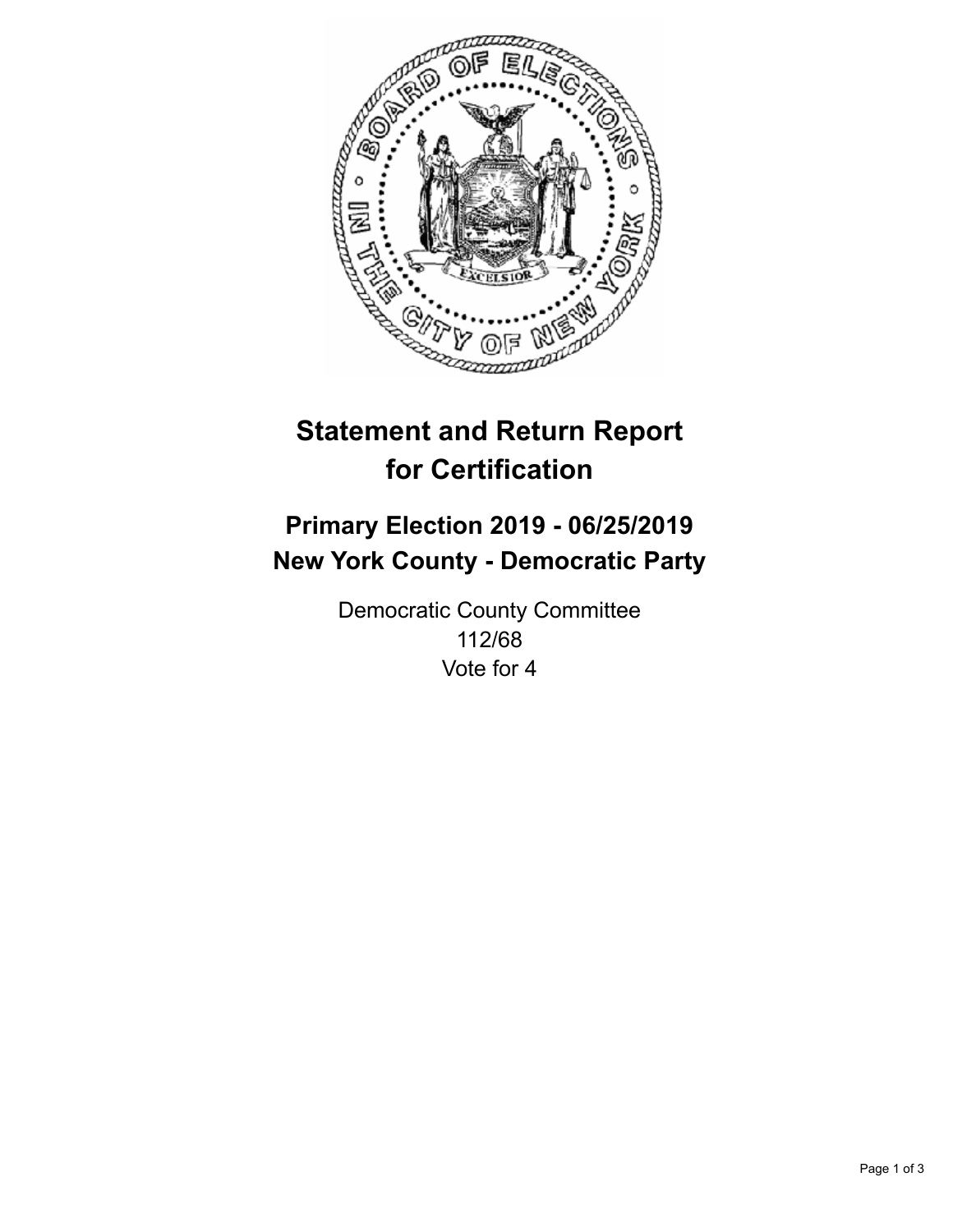# Statement and Return Report for Certification

## Primary Election 2019 - 06/25/2019
## New York County - Democratic Party

Democratic County Committee
112/68
Vote for 4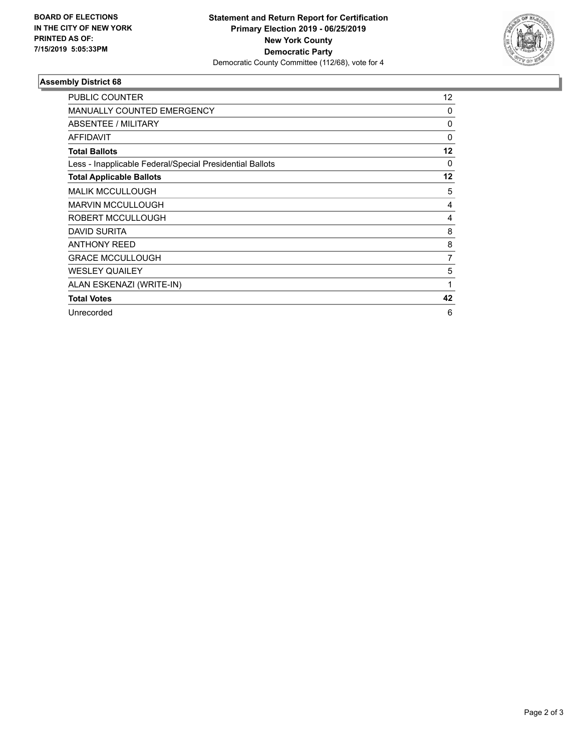**BOARD OF ELECTIONS IN THE CITY OF NEW YORK PRINTED AS OF: 7/15/2019 5:05:33PM**

**Statement and Return Report for Certification Primary Election 2019 - 06/25/2019 New York County Democratic Party**
Democratic County Committee (112/68), vote for 4

### Assembly District 68

| | |
|---|---|
| PUBLIC COUNTER | 12 |
| MANUALLY COUNTED EMERGENCY | 0 |
| ABSENTEE / MILITARY | 0 |
| AFFIDAVIT | 0 |
| **Total Ballots** | **12** |
| Less - Inapplicable Federal/Special Presidential Ballots | 0 |
| **Total Applicable Ballots** | **12** |
| MALIK MCCULLOUGH | 5 |
| MARVIN MCCULLOUGH | 4 |
| ROBERT MCCULLOUGH | 4 |
| DAVID SURITA | 8 |
| ANTHONY REED | 8 |
| GRACE MCCULLOUGH | 7 |
| WESLEY QUAILEY | 5 |
| ALAN ESKENAZI (WRITE-IN) | 1 |
| **Total Votes** | **42** |
| Unrecorded | 6 |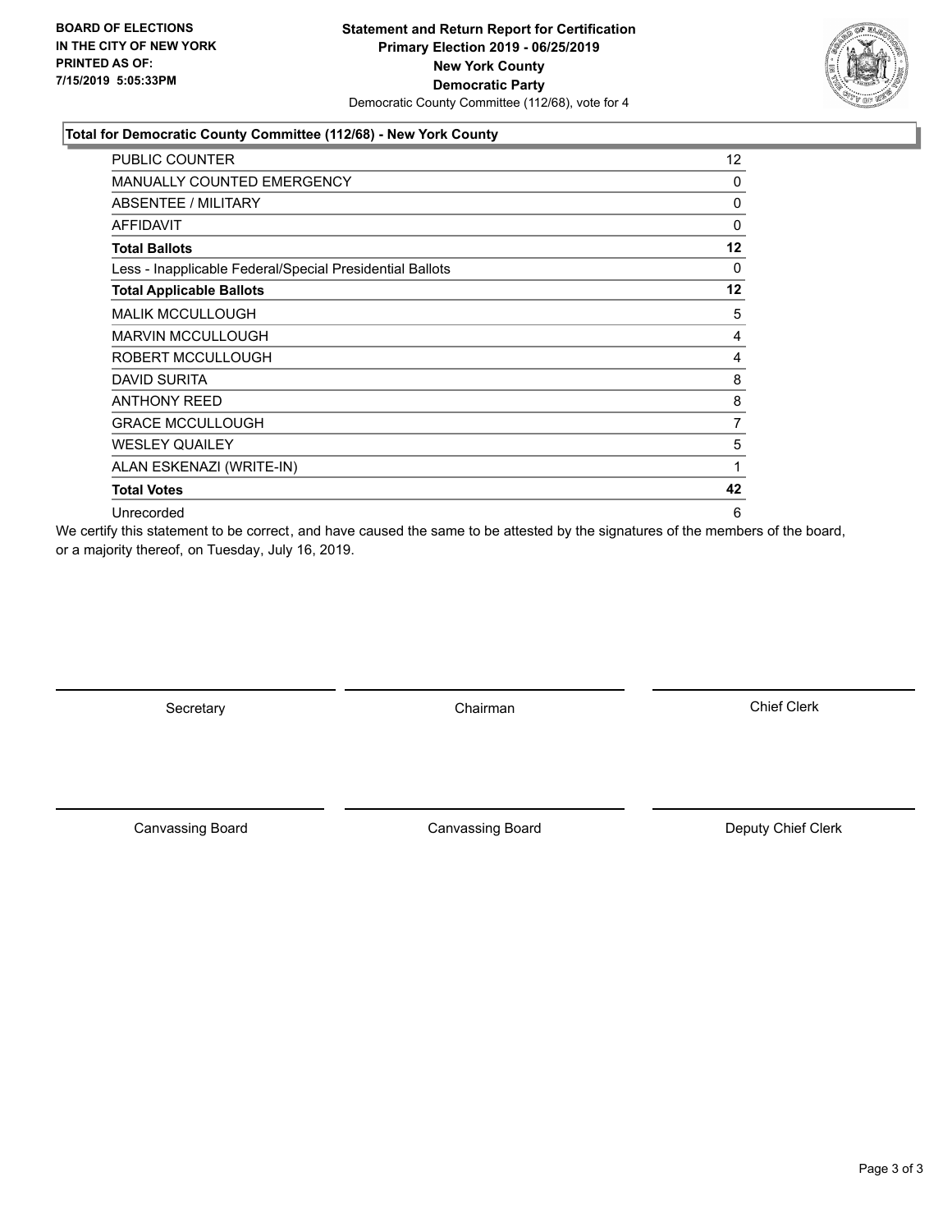**BOARD OF ELECTIONS IN THE CITY OF NEW YORK PRINTED AS OF: 7/15/2019 5:05:33PM**

**Statement and Return Report for Certification**
**Primary Election 2019 - 06/25/2019**
**New York County**
**Democratic Party**
Democratic County Committee (112/68), vote for 4

**Total for Democratic County Committee (112/68) - New York County**

| | |
|---|---|
| PUBLIC COUNTER | 12 |
| MANUALLY COUNTED EMERGENCY | 0 |
| ABSENTEE / MILITARY | 0 |
| AFFIDAVIT | 0 |
| **Total Ballots** | **12** |
| Less - Inapplicable Federal/Special Presidential Ballots | 0 |
| **Total Applicable Ballots** | **12** |
| MALIK MCCULLOUGH | 5 |
| MARVIN MCCULLOUGH | 4 |
| ROBERT MCCULLOUGH | 4 |
| DAVID SURITA | 8 |
| ANTHONY REED | 8 |
| GRACE MCCULLOUGH | 7 |
| WESLEY QUAILEY | 5 |
| ALAN ESKENAZI (WRITE-IN) | 1 |
| **Total Votes** | **42** |
| Unrecorded | 6 |

We certify this statement to be correct, and have caused the same to be attested by the signatures of the members of the board, or a majority thereof, on Tuesday, July 16, 2019.

Secretary

Chairman

Chief Clerk

Canvassing Board

Canvassing Board

Deputy Chief Clerk